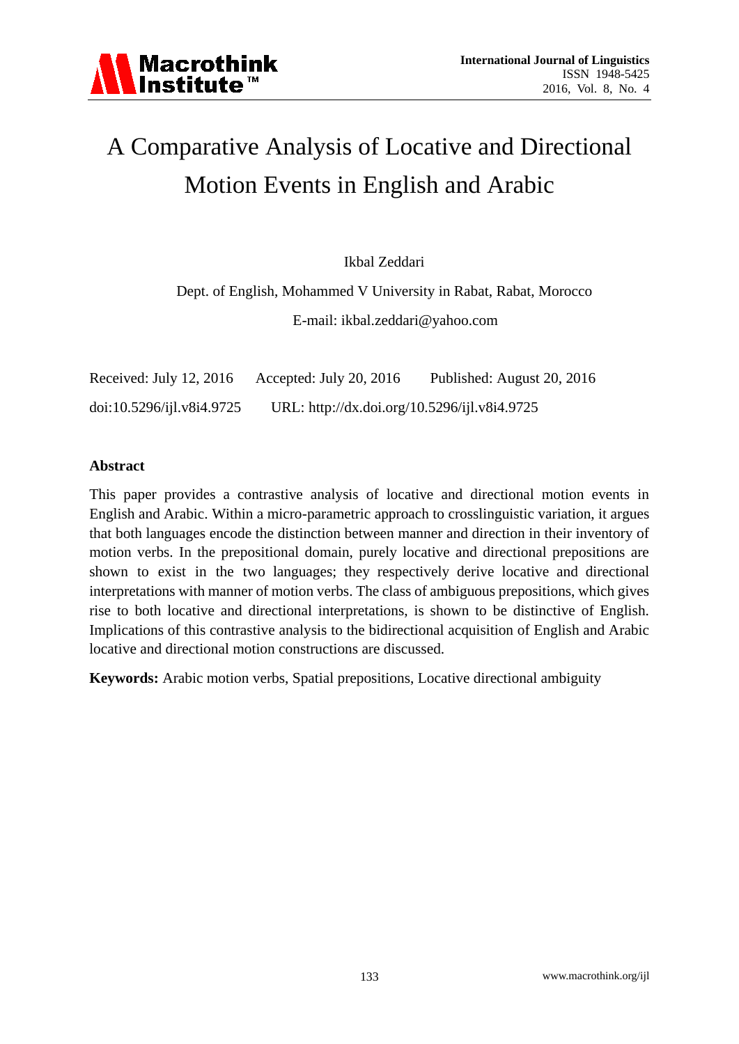# A Comparative Analysis of Locative and Directional Motion Events in English and Arabic

Ikbal Zeddari

Dept. of English, Mohammed V University in Rabat, Rabat, Morocco

E-mail: ikbal.zeddari@yahoo.com

Received: July 12, 2016 Accepted: July 20, 2016 Published: August 20, 2016

doi:10.5296/ijl.v8i4.9725 URL: http://dx.doi.org/10.5296/ijl.v8i4.9725

## Abstract

This paper provides a contrastive analysis of locative and directional motion events in English and Arabic. Within a micro-parametric approach to crosslinguistic variation, it argues that both languages encode the distinction between manner and direction in their inventory of motion verbs. In the prepositional domain, purely locative and directional prepositions are shown to exist in the two languages; they respectively derive locative and directional interpretations with manner of motion verbs. The class of ambiguous prepositions, which gives rise to both locative and directional interpretations, is shown to be distinctive of English. Implications of this contrastive analysis to the bidirectional acquisition of English and Arabic locative and directional motion constructions are discussed.

**Keywords:** Arabic motion verbs, Spatial prepositions, Locative directional ambiguity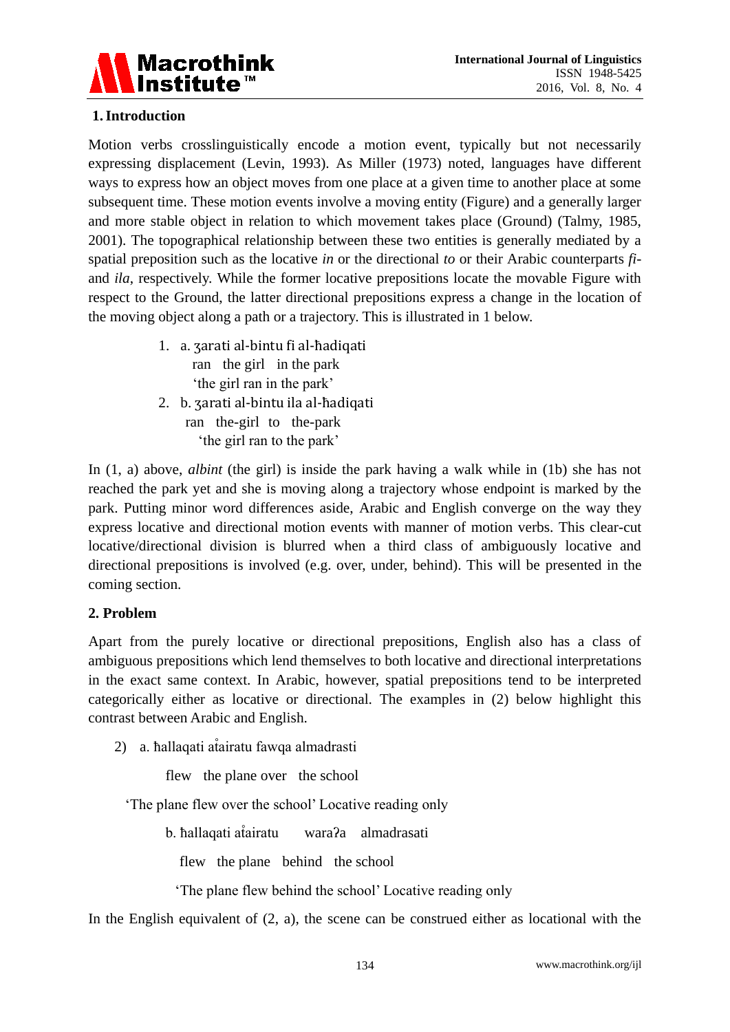## 1. Introduction

Motion verbs crosslinguistically encode a motion event, typically but not necessarily expressing displacement (Levin, 1993). As Miller (1973) noted, languages have different ways to express how an object moves from one place at a given time to another place at some subsequent time. These motion events involve a moving entity (Figure) and a generally larger and more stable object in relation to which movement takes place (Ground) (Talmy, 1985, 2001). The topographical relationship between these two entities is generally mediated by a spatial preposition such as the locative *in* or the directional *to* or their Arabic counterparts *fi-* and *ila*, respectively. While the former locative prepositions locate the movable Figure with respect to the Ground, the latter directional prepositions express a change in the location of the moving object along a path or a trajectory. This is illustrated in 1 below.

1. a. ʒarati al-bintu fi al-ħadiqati
   ran the girl in the park
   'the girl ran in the park'
2. b. ʒarati al-bintu ila al-ħadiqati
   ran the-girl to the-park
   'the girl ran to the park'

In (1, a) above, *albint* (the girl) is inside the park having a walk while in (1b) she has not reached the park yet and she is moving along a trajectory whose endpoint is marked by the park. Putting minor word differences aside, Arabic and English converge on the way they express locative and directional motion events with manner of motion verbs. This clear-cut locative/directional division is blurred when a third class of ambiguously locative and directional prepositions is involved (e.g. over, under, behind). This will be presented in the coming section.

## 2. Problem

Apart from the purely locative or directional prepositions, English also has a class of ambiguous prepositions which lend themselves to both locative and directional interpretations in the exact same context. In Arabic, however, spatial prepositions tend to be interpreted categorically either as locative or directional. The examples in (2) below highlight this contrast between Arabic and English.

2) a. ħallaqati at̊airatu fawqa almadrasti
   flew the plane over the school
   'The plane flew over the school' Locative reading only

   b. ħallaqati at̊airatu waraʔa almadrasati
   flew the plane behind the school
   'The plane flew behind the school' Locative reading only

In the English equivalent of (2, a), the scene can be construed either as locational with the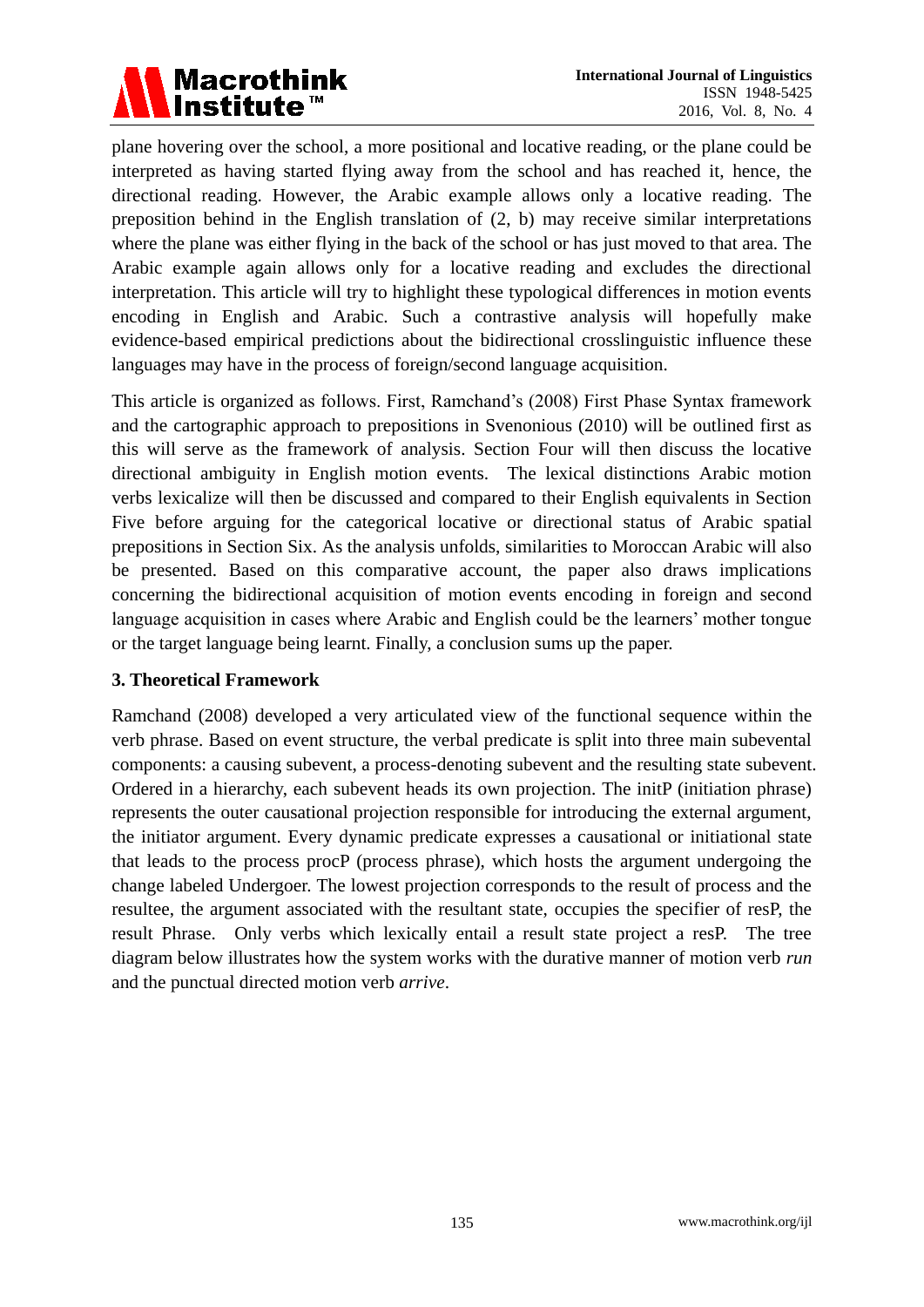plane hovering over the school, a more positional and locative reading, or the plane could be interpreted as having started flying away from the school and has reached it, hence, the directional reading. However, the Arabic example allows only a locative reading. The preposition behind in the English translation of (2, b) may receive similar interpretations where the plane was either flying in the back of the school or has just moved to that area. The Arabic example again allows only for a locative reading and excludes the directional interpretation. This article will try to highlight these typological differences in motion events encoding in English and Arabic. Such a contrastive analysis will hopefully make evidence-based empirical predictions about the bidirectional crosslinguistic influence these languages may have in the process of foreign/second language acquisition.

This article is organized as follows. First, Ramchand's (2008) First Phase Syntax framework and the cartographic approach to prepositions in Svenonious (2010) will be outlined first as this will serve as the framework of analysis. Section Four will then discuss the locative directional ambiguity in English motion events. The lexical distinctions Arabic motion verbs lexicalize will then be discussed and compared to their English equivalents in Section Five before arguing for the categorical locative or directional status of Arabic spatial prepositions in Section Six. As the analysis unfolds, similarities to Moroccan Arabic will also be presented. Based on this comparative account, the paper also draws implications concerning the bidirectional acquisition of motion events encoding in foreign and second language acquisition in cases where Arabic and English could be the learners' mother tongue or the target language being learnt. Finally, a conclusion sums up the paper.

## 3. Theoretical Framework

Ramchand (2008) developed a very articulated view of the functional sequence within the verb phrase. Based on event structure, the verbal predicate is split into three main subevental components: a causing subevent, a process-denoting subevent and the resulting state subevent. Ordered in a hierarchy, each subevent heads its own projection. The initP (initiation phrase) represents the outer causational projection responsible for introducing the external argument, the initiator argument. Every dynamic predicate expresses a causational or initiational state that leads to the process procP (process phrase), which hosts the argument undergoing the change labeled Undergoer. The lowest projection corresponds to the result of process and the resultee, the argument associated with the resultant state, occupies the specifier of resP, the result Phrase. Only verbs which lexically entail a result state project a resP. The tree diagram below illustrates how the system works with the durative manner of motion verb *run* and the punctual directed motion verb *arrive*.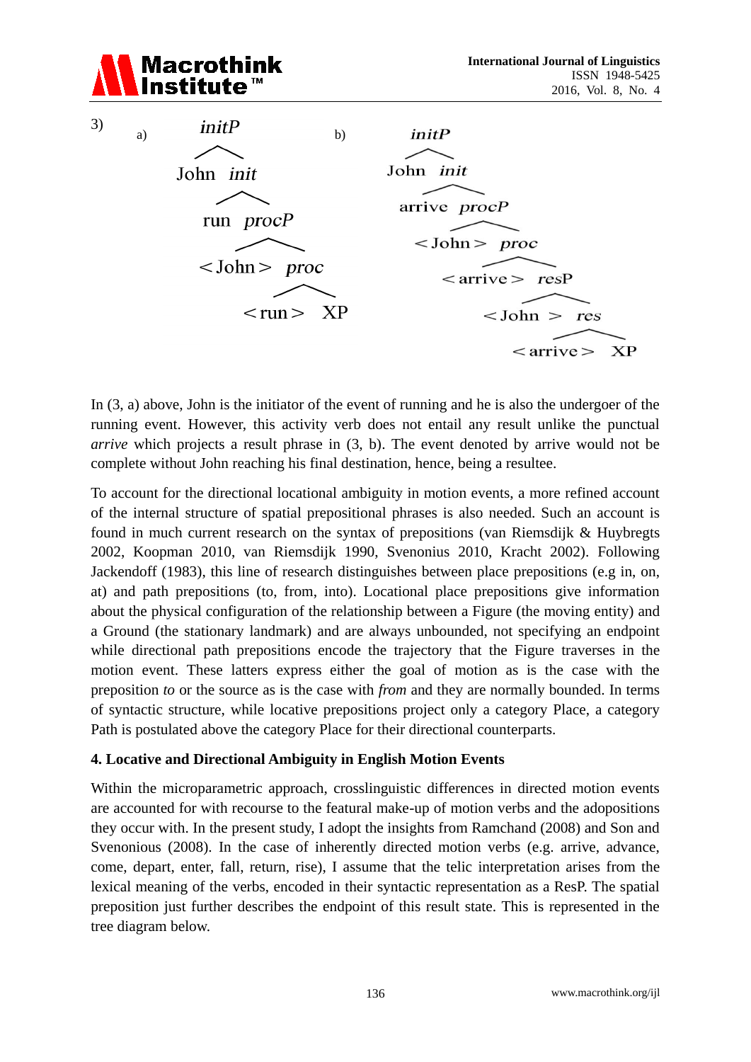3)

a)

```
initP
├── John
└── init
    ├── run
    └── procP
        ├── <John>
        └── proc
            ├── <run>
            └── XP
```

b)

```
initP
├── John
└── init
    ├── arrive
    └── procP
        ├── <John>
        └── proc
            ├── <arrive>
            └── resP
                ├── <John>
                └── res
                    ├── <arrive>
                    └── XP
```

In (3, a) above, John is the initiator of the event of running and he is also the undergoer of the running event. However, this activity verb does not entail any result unlike the punctual *arrive* which projects a result phrase in (3, b). The event denoted by arrive would not be complete without John reaching his final destination, hence, being a resultee.

To account for the directional locational ambiguity in motion events, a more refined account of the internal structure of spatial prepositional phrases is also needed. Such an account is found in much current research on the syntax of prepositions (van Riemsdijk & Huybregts 2002, Koopman 2010, van Riemsdijk 1990, Svenonius 2010, Kracht 2002). Following Jackendoff (1983), this line of research distinguishes between place prepositions (e.g in, on, at) and path prepositions (to, from, into). Locational place prepositions give information about the physical configuration of the relationship between a Figure (the moving entity) and a Ground (the stationary landmark) and are always unbounded, not specifying an endpoint while directional path prepositions encode the trajectory that the Figure traverses in the motion event. These latters express either the goal of motion as is the case with the preposition *to* or the source as is the case with *from* and they are normally bounded. In terms of syntactic structure, while locative prepositions project only a category Place, a category Path is postulated above the category Place for their directional counterparts.

**4. Locative and Directional Ambiguity in English Motion Events**

Within the microparametric approach, crosslinguistic differences in directed motion events are accounted for with recourse to the featural make-up of motion verbs and the adopositions they occur with. In the present study, I adopt the insights from Ramchand (2008) and Son and Svenonious (2008). In the case of inherently directed motion verbs (e.g. arrive, advance, come, depart, enter, fall, return, rise), I assume that the telic interpretation arises from the lexical meaning of the verbs, encoded in their syntactic representation as a ResP. The spatial preposition just further describes the endpoint of this result state. This is represented in the tree diagram below.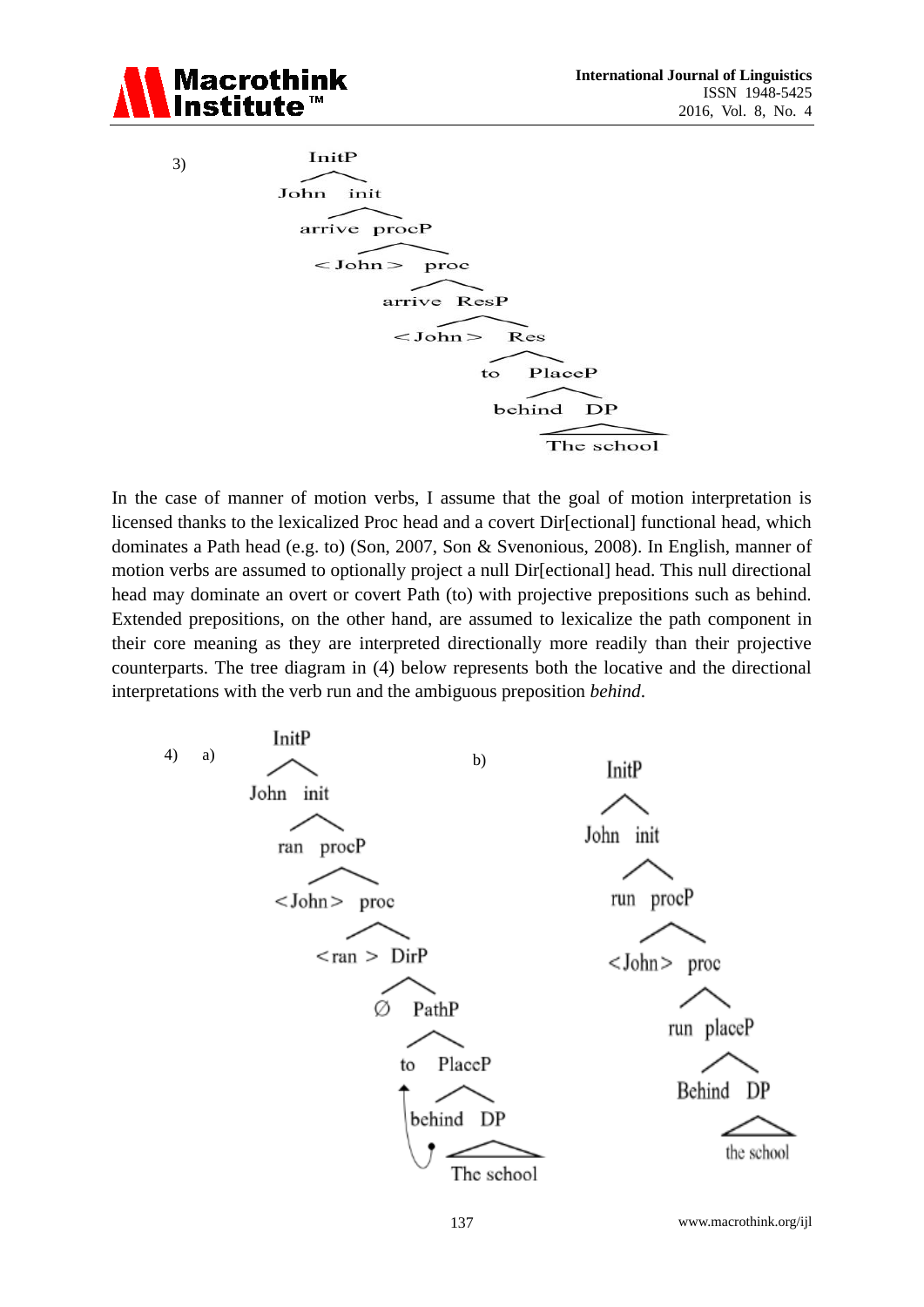3)

```
InitP
├── John
└── init
    ├── arrive
    └── procP
        ├── <John>
        └── proc
            ├── arrive
            └── ResP
                ├── <John>
                └── Res
                    ├── to
                    └── PlaceP
                        ├── behind
                        └── DP
                            └── The school
```

In the case of manner of motion verbs, I assume that the goal of motion interpretation is licensed thanks to the lexicalized Proc head and a covert Dir[ectional] functional head, which dominates a Path head (e.g. to) (Son, 2007, Son & Svenonious, 2008). In English, manner of motion verbs are assumed to optionally project a null Dir[ectional] head. This null directional head may dominate an overt or covert Path (to) with projective prepositions such as behind. Extended prepositions, on the other hand, are assumed to lexicalize the path component in their core meaning as they are interpreted directionally more readily than their projective counterparts. The tree diagram in (4) below represents both the locative and the directional interpretations with the verb run and the ambiguous preposition *behind*.

4) a)

```
InitP
├── John
└── init
    ├── ran
    └── procP
        ├── <John>
        └── proc
            ├── <ran>
            └── DirP
                ├── Ø
                └── PathP
                    ├── to
                    └── PlaceP
                        ├── behind
                        └── DP
                            └── The school
```

b)

```
InitP
├── John
└── init
    ├── run
    └── procP
        ├── <John>
        └── proc
            ├── run
            └── placeP
                ├── Behind
                └── DP
                    └── the school
```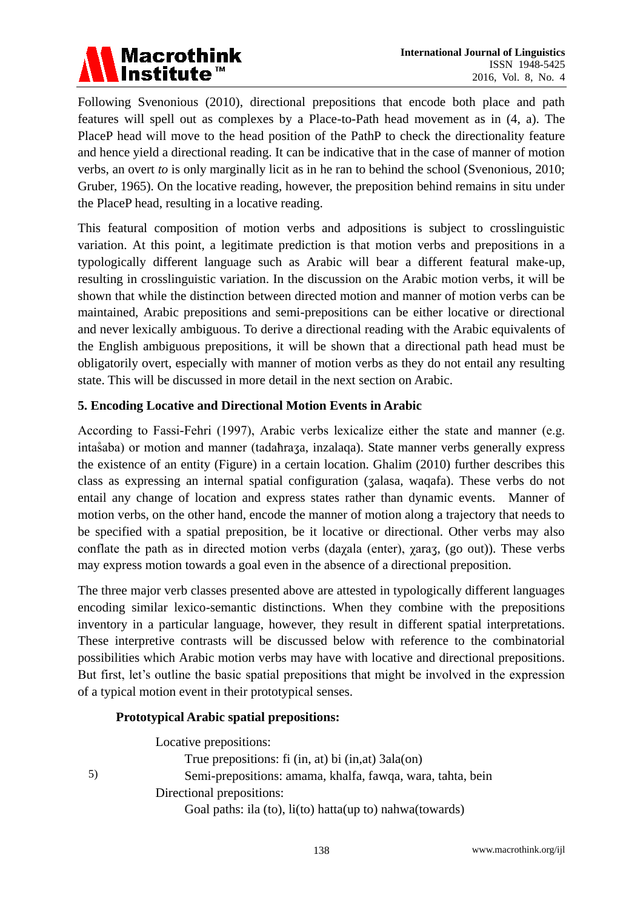Following Svenonious (2010), directional prepositions that encode both place and path features will spell out as complexes by a Place-to-Path head movement as in (4, a). The PlaceP head will move to the head position of the PathP to check the directionality feature and hence yield a directional reading. It can be indicative that in the case of manner of motion verbs, an overt *to* is only marginally licit as in he ran to behind the school (Svenonious, 2010; Gruber, 1965). On the locative reading, however, the preposition behind remains in situ under the PlaceP head, resulting in a locative reading.

This featural composition of motion verbs and adpositions is subject to crosslinguistic variation. At this point, a legitimate prediction is that motion verbs and prepositions in a typologically different language such as Arabic will bear a different featural make-up, resulting in crosslinguistic variation. In the discussion on the Arabic motion verbs, it will be shown that while the distinction between directed motion and manner of motion verbs can be maintained, Arabic prepositions and semi-prepositions can be either locative or directional and never lexically ambiguous. To derive a directional reading with the Arabic equivalents of the English ambiguous prepositions, it will be shown that a directional path head must be obligatorily overt, especially with manner of motion verbs as they do not entail any resulting state. This will be discussed in more detail in the next section on Arabic.

## 5. Encoding Locative and Directional Motion Events in Arabic

According to Fassi-Fehri (1997), Arabic verbs lexicalize either the state and manner (e.g. intaʂaba) or motion and manner (tadaħraʒa, inzalaqa). State manner verbs generally express the existence of an entity (Figure) in a certain location. Ghalim (2010) further describes this class as expressing an internal spatial configuration (ʒalasa, waqafa). These verbs do not entail any change of location and express states rather than dynamic events. Manner of motion verbs, on the other hand, encode the manner of motion along a trajectory that needs to be specified with a spatial preposition, be it locative or directional. Other verbs may also conflate the path as in directed motion verbs (daχala (enter), χaraʒ, (go out)). These verbs may express motion towards a goal even in the absence of a directional preposition.

The three major verb classes presented above are attested in typologically different languages encoding similar lexico-semantic distinctions. When they combine with the prepositions inventory in a particular language, however, they result in different spatial interpretations. These interpretive contrasts will be discussed below with reference to the combinatorial possibilities which Arabic motion verbs may have with locative and directional prepositions. But first, let's outline the basic spatial prepositions that might be involved in the expression of a typical motion event in their prototypical senses.

**Prototypical Arabic spatial prepositions:**

5)
- Locative prepositions:
  - True prepositions: fi (in, at) bi (in,at) 3ala(on)
  - Semi-prepositions: amama, khalfa, fawqa, wara, tahta, bein
- Directional prepositions:
  - Goal paths: ila (to), li(to) hatta(up to) nahwa(towards)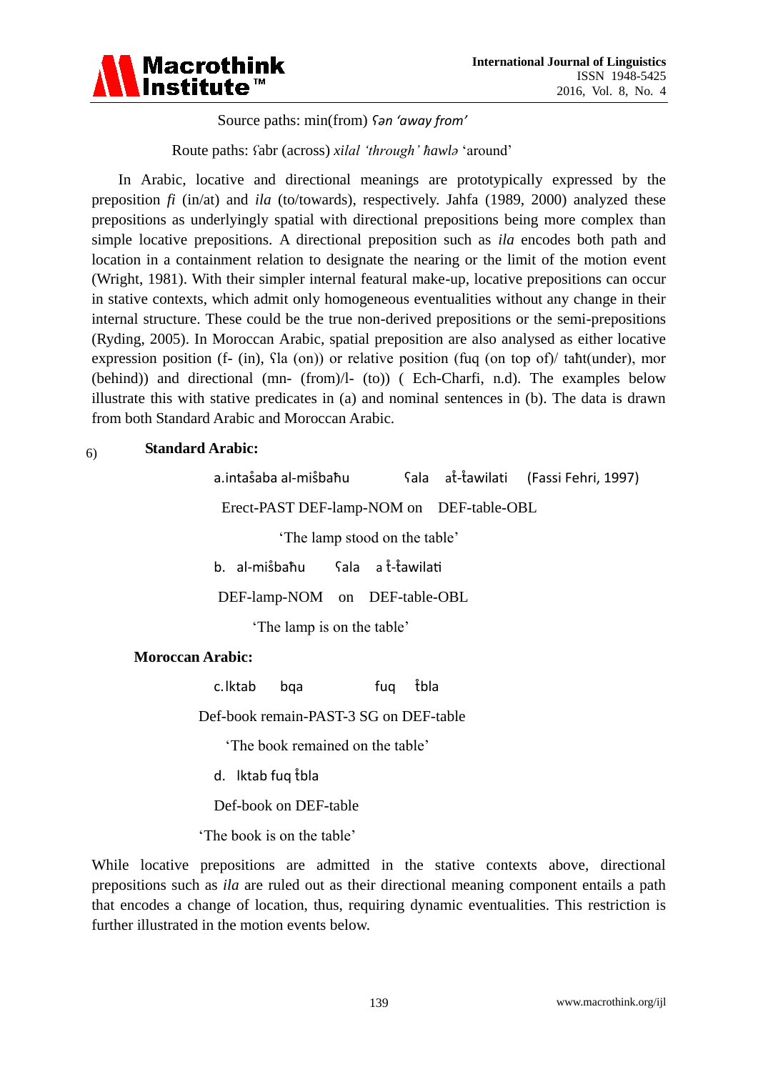Source paths: min(from) *ʕən 'away from'*

Route paths: ʕabr (across) *xilal 'through' ħawlə* 'around'

In Arabic, locative and directional meanings are prototypically expressed by the preposition *fi* (in/at) and *ila* (to/towards), respectively. Jahfa (1989, 2000) analyzed these prepositions as underlyingly spatial with directional prepositions being more complex than simple locative prepositions. A directional preposition such as *ila* encodes both path and location in a containment relation to designate the nearing or the limit of the motion event (Wright, 1981). With their simpler internal featural make-up, locative prepositions can occur in stative contexts, which admit only homogeneous eventualities without any change in their internal structure. These could be the true non-derived prepositions or the semi-prepositions (Ryding, 2005). In Moroccan Arabic, spatial preposition are also analysed as either locative expression position (f- (in), ʕla (on)) or relative position (fuq (on top of)/ taħt(under), mor (behind)) and directional (mn- (from)/l- (to)) ( Ech-Charfi, n.d). The examples below illustrate this with stative predicates in (a) and nominal sentences in (b). The data is drawn from both Standard Arabic and Moroccan Arabic.

6) **Standard Arabic:**

a. intaṣ̌aba al-miṣ̌baħu ʕala aṱ-ṱawilati (Fassi Fehri, 1997)

Erect-PAST DEF-lamp-NOM on DEF-table-OBL

'The lamp stood on the table'

b. al-miṣ̌baħu ʕala a ṱ-ṱawilati

DEF-lamp-NOM on DEF-table-OBL

'The lamp is on the table'

**Moroccan Arabic:**

c. lktab bqa fuq ṱbla

Def-book remain-PAST-3 SG on DEF-table

'The book remained on the table'

d. lktab fuq ṱbla

Def-book on DEF-table

'The book is on the table'

While locative prepositions are admitted in the stative contexts above, directional prepositions such as *ila* are ruled out as their directional meaning component entails a path that encodes a change of location, thus, requiring dynamic eventualities. This restriction is further illustrated in the motion events below.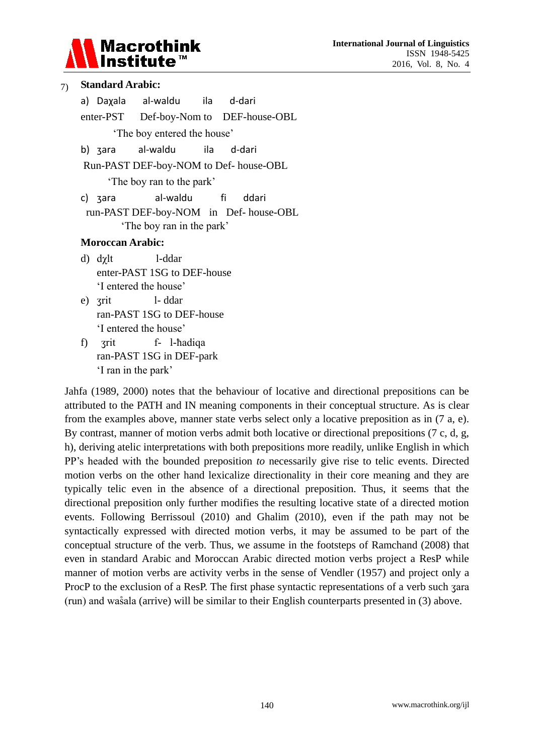7) **Standard Arabic:**

a) Daχala al-waldu ila d-dari
enter-PST Def-boy-Nom to DEF-house-OBL
'The boy entered the house'

b) ʒara al-waldu ila d-dari
Run-PAST DEF-boy-NOM to Def- house-OBL
'The boy ran to the park'

c) ʒara al-waldu fi ddari
run-PAST DEF-boy-NOM in Def- house-OBL
'The boy ran in the park'

**Moroccan Arabic:**

d) dχlt l-ddar
enter-PAST 1SG to DEF-house
'I entered the house'

e) ʒrit l- ddar
ran-PAST 1SG to DEF-house
'I entered the house'

f) ʒrit f- l-ħadiqa
ran-PAST 1SG in DEF-park
'I ran in the park'

Jahfa (1989, 2000) notes that the behaviour of locative and directional prepositions can be attributed to the PATH and IN meaning components in their conceptual structure. As is clear from the examples above, manner state verbs select only a locative preposition as in (7 a, e). By contrast, manner of motion verbs admit both locative or directional prepositions (7 c, d, g, h), deriving atelic interpretations with both prepositions more readily, unlike English in which PP's headed with the bounded preposition *to* necessarily give rise to telic events. Directed motion verbs on the other hand lexicalize directionality in their core meaning and they are typically telic even in the absence of a directional preposition. Thus, it seems that the directional preposition only further modifies the resulting locative state of a directed motion events. Following Berrissoul (2010) and Ghalim (2010), even if the path may not be syntactically expressed with directed motion verbs, it may be assumed to be part of the conceptual structure of the verb. Thus, we assume in the footsteps of Ramchand (2008) that even in standard Arabic and Moroccan Arabic directed motion verbs project a ResP while manner of motion verbs are activity verbs in the sense of Vendler (1957) and project only a ProcP to the exclusion of a ResP. The first phase syntactic representations of a verb such ʒara (run) and waʢala (arrive) will be similar to their English counterparts presented in (3) above.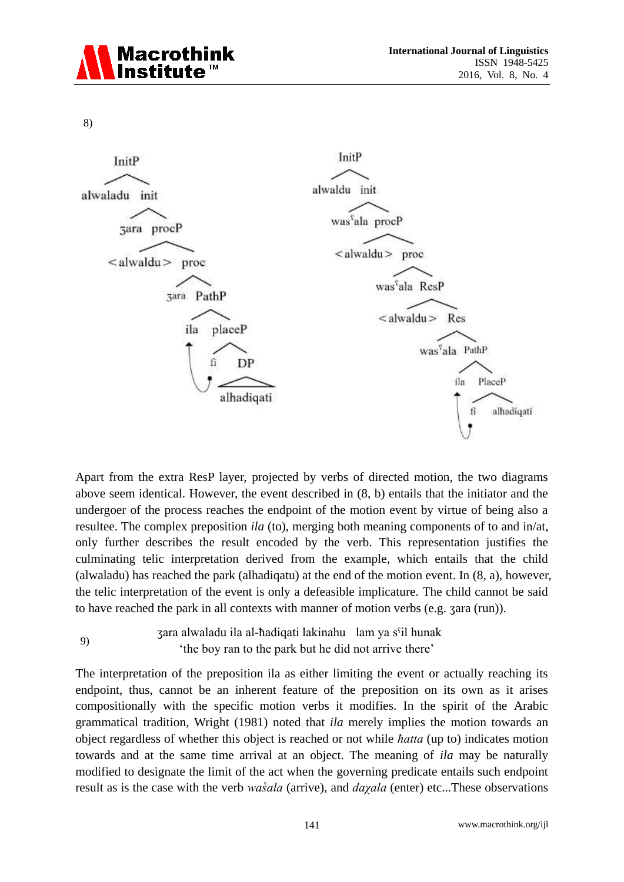8)

```
InitP
├── alwaladu
└── init
    ├── ʒara
    └── procP
        ├── <alwaldu>
        └── proc
            ├── ʒara
            └── PathP
                ├── ila
                └── placeP
                    ├── fi
                    └── DP
                        └── alhadiqati
```

```
InitP
├── alwaldu
└── init
    ├── wasˤala
    └── procP
        ├── <alwaldu>
        └── proc
            ├── wasˤala
            └── ResP
                ├── <alwaldu>
                └── Res
                    ├── wasˤala
                    └── PathP
                        ├── ila
                        └── PlaceP
                            ├── fi
                            └── alhadiqati
```

Apart from the extra ResP layer, projected by verbs of directed motion, the two diagrams above seem identical. However, the event described in (8, b) entails that the initiator and the undergoer of the process reaches the endpoint of the motion event by virtue of being also a resultee. The complex preposition *ila* (to), merging both meaning components of to and in/at, only further describes the result encoded by the verb. This representation justifies the culminating telic interpretation derived from the example, which entails that the child (alwaladu) has reached the park (alhadiqatu) at the end of the motion event. In (8, a), however, the telic interpretation of the event is only a defeasible implicature. The child cannot be said to have reached the park in all contexts with manner of motion verbs (e.g. ʒara (run)).

9) ʒara alwaladu ila al-ħadiqati lakinahu lam ya sˤil hunak
'the boy ran to the park but he did not arrive there'

The interpretation of the preposition ila as either limiting the event or actually reaching its endpoint, thus, cannot be an inherent feature of the preposition on its own as it arises compositionally with the specific motion verbs it modifies. In the spirit of the Arabic grammatical tradition, Wright (1981) noted that *ila* merely implies the motion towards an object regardless of whether this object is reached or not while *ħatta* (up to) indicates motion towards and at the same time arrival at an object. The meaning of *ila* may be naturally modified to designate the limit of the act when the governing predicate entails such endpoint result as is the case with the verb *waṣ̊ala* (arrive), and *daχala* (enter) etc...These observations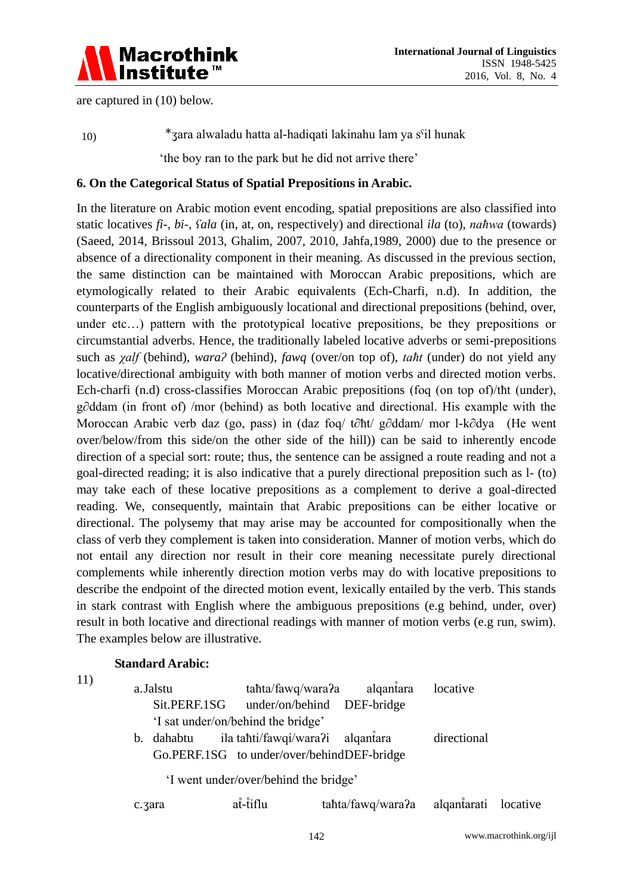are captured in (10) below.

10) *ʒara alwaladu hatta al-hadiqati lakinahu lam ya sˤil hunak

'the boy ran to the park but he did not arrive there'

**6. On the Categorical Status of Spatial Prepositions in Arabic.**

In the literature on Arabic motion event encoding, spatial prepositions are also classified into static locatives *fi-*, *bi-*, *ʕala* (in, at, on, respectively) and directional *ila* (to), *naħwa* (towards) (Saeed, 2014, Brissoul 2013, Ghalim, 2007, 2010, Jahfa,1989, 2000) due to the presence or absence of a directionality component in their meaning. As discussed in the previous section, the same distinction can be maintained with Moroccan Arabic prepositions, which are etymologically related to their Arabic equivalents (Ech-Charfi, n.d). In addition, the counterparts of the English ambiguously locational and directional prepositions (behind, over, under etc…) pattern with the prototypical locative prepositions, be they prepositions or circumstantial adverbs. Hence, the traditionally labeled locative adverbs or semi-prepositions such as *χalf* (behind), *waraʔ* (behind), *fawq* (over/on top of), *taħt* (under) do not yield any locative/directional ambiguity with both manner of motion verbs and directed motion verbs. Ech-charfi (n.d) cross-classifies Moroccan Arabic prepositions (foq (on top of)/tħt (under), g∂ddam (in front of) /mor (behind) as both locative and directional. His example with the Moroccan Arabic verb daz (go, pass) in (daz foq/ t∂ħt/ g∂ddam/ mor l-k∂dya (He went over/below/from this side/on the other side of the hill)) can be said to inherently encode direction of a special sort: route; thus, the sentence can be assigned a route reading and not a goal-directed reading; it is also indicative that a purely directional preposition such as l- (to) may take each of these locative prepositions as a complement to derive a goal-directed reading. We, consequently, maintain that Arabic prepositions can be either locative or directional. The polysemy that may arise may be accounted for compositionally when the class of verb they complement is taken into consideration. Manner of motion verbs, which do not entail any direction nor result in their core meaning necessitate purely directional complements while inherently direction motion verbs may do with locative prepositions to describe the endpoint of the directed motion event, lexically entailed by the verb. This stands in stark contrast with English where the ambiguous prepositions (e.g behind, under, over) result in both locative and directional readings with manner of motion verbs (e.g run, swim). The examples below are illustrative.

**Standard Arabic:**

11)

a. Jalstu  taħta/fawq/waraʔa  alqanṭ̊ara  locative
   Sit.PERF.1SG  under/on/behind  DEF-bridge
   'I sat under/on/behind the bridge'

b. dahabtu  ila taħti/fawqi/waraʔi  alqanṭ̊ara  directional
   Go.PERF.1SG  to under/over/behind DEF-bridge

   'I went under/over/behind the bridge'

c. ʒara  aṭ̊-ṭ̊iflu  taħta/fawq/waraʔa  alqanṭ̊arati  locative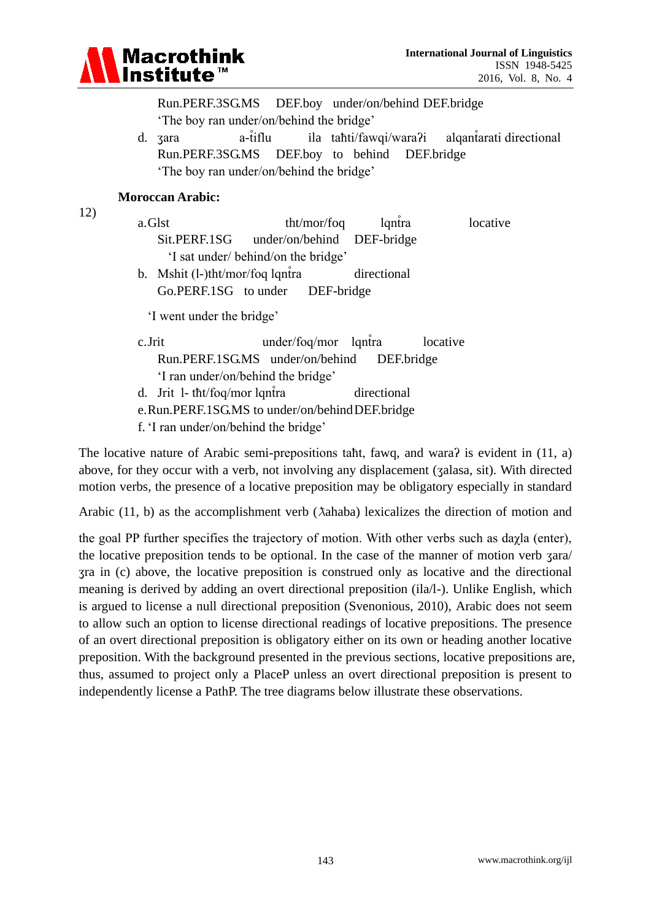Run.PERF.3SG.MS DEF.boy under/on/behind DEF.bridge
'The boy ran under/on/behind the bridge'

d. ʒara a-t̊iflu ila taħti/fawqi/waraʔi alqant̊arati directional
Run.PERF.3SG.MS DEF.boy to behind DEF.bridge
'The boy ran under/on/behind the bridge'

**Moroccan Arabic:**

12)

a. Glst tht/mor/foq lqnt̊ra locative
Sit.PERF.1SG under/on/behind DEF-bridge
'I sat under/ behind/on the bridge'

b. Mshit (l-)tht/mor/foq lqnt̊ra directional
Go.PERF.1SG to under DEF-bridge

'I went under the bridge'

c. Jrit under/foq/mor lqnt̊ra locative
Run.PERF.1SG.MS under/on/behind DEF.bridge
'I ran under/on/behind the bridge'

d. Jrit l- t̊ht/foq/mor lqnt̊ra directional

e. Run.PERF.1SG.MS to under/on/behind DEF.bridge

f. 'I ran under/on/behind the bridge'

The locative nature of Arabic semi-prepositions taħt, fawq, and waraʔ is evident in (11, a) above, for they occur with a verb, not involving any displacement (ʒalasa, sit). With directed motion verbs, the presence of a locative preposition may be obligatory especially in standard Arabic (11, b) as the accomplishment verb (ƛahaba) lexicalizes the direction of motion and the goal PP further specifies the trajectory of motion. With other verbs such as daχla (enter), the locative preposition tends to be optional. In the case of the manner of motion verb ʒara/ ʒra in (c) above, the locative preposition is construed only as locative and the directional meaning is derived by adding an overt directional preposition (ila/l-). Unlike English, which is argued to license a null directional preposition (Svenonious, 2010), Arabic does not seem to allow such an option to license directional readings of locative prepositions. The presence of an overt directional preposition is obligatory either on its own or heading another locative preposition. With the background presented in the previous sections, locative prepositions are, thus, assumed to project only a PlaceP unless an overt directional preposition is present to independently license a PathP. The tree diagrams below illustrate these observations.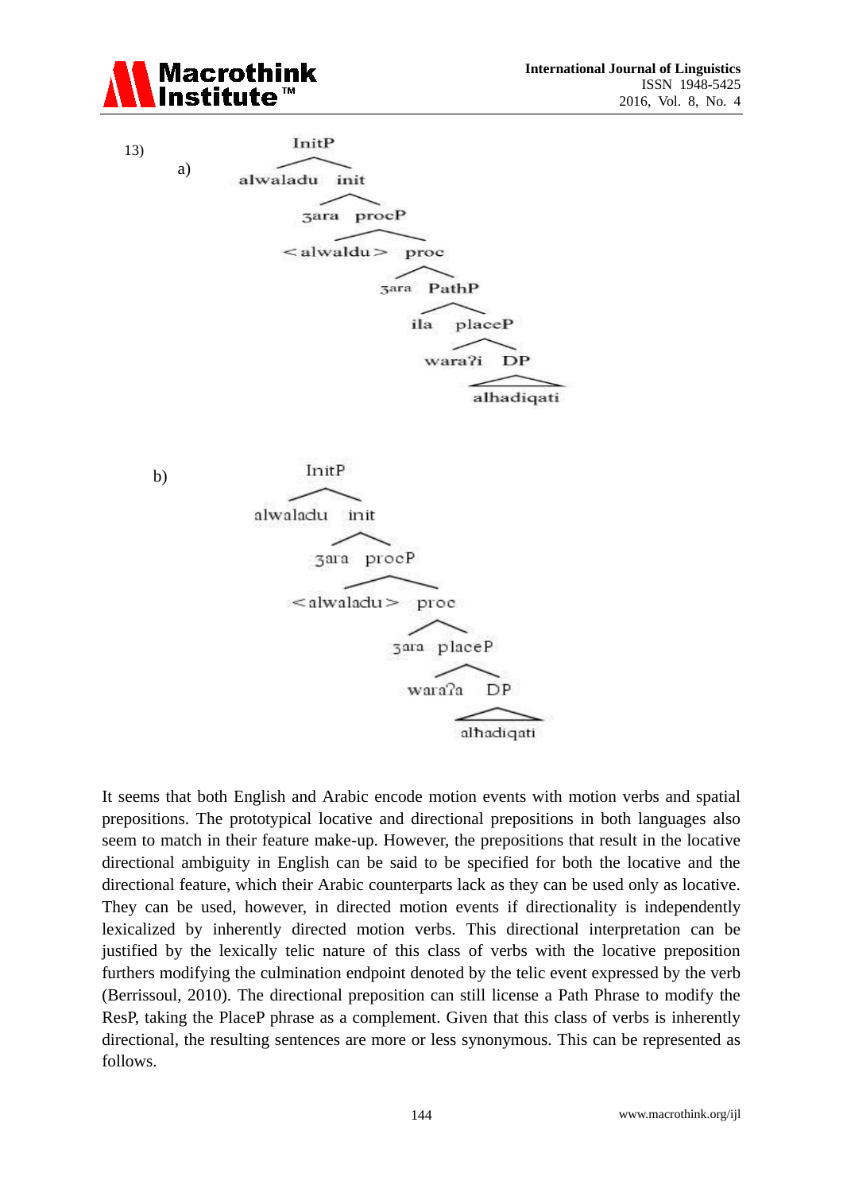13)

a)

```
InitP
├── alwaladu
└── init
    ├── ʒara
    └── procP
        ├── <alwaldu>
        └── proc
            ├── ʒara
            └── PathP
                ├── ila
                └── placeP
                    ├── waraʔi
                    └── DP
                        └── alhadiqati
```

b)

```
InitP
├── alwaladu
└── init
    ├── ʒara
    └── procP
        ├── <alwaladu>
        └── proc
            ├── ʒara
            └── placeP
                ├── waraʔa
                └── DP
                    └── alħadiqati
```

It seems that both English and Arabic encode motion events with motion verbs and spatial prepositions. The prototypical locative and directional prepositions in both languages also seem to match in their feature make-up. However, the prepositions that result in the locative directional ambiguity in English can be said to be specified for both the locative and the directional feature, which their Arabic counterparts lack as they can be used only as locative. They can be used, however, in directed motion events if directionality is independently lexicalized by inherently directed motion verbs. This directional interpretation can be justified by the lexically telic nature of this class of verbs with the locative preposition furthers modifying the culmination endpoint denoted by the telic event expressed by the verb (Berrissoul, 2010). The directional preposition can still license a Path Phrase to modify the ResP, taking the PlaceP phrase as a complement. Given that this class of verbs is inherently directional, the resulting sentences are more or less synonymous. This can be represented as follows.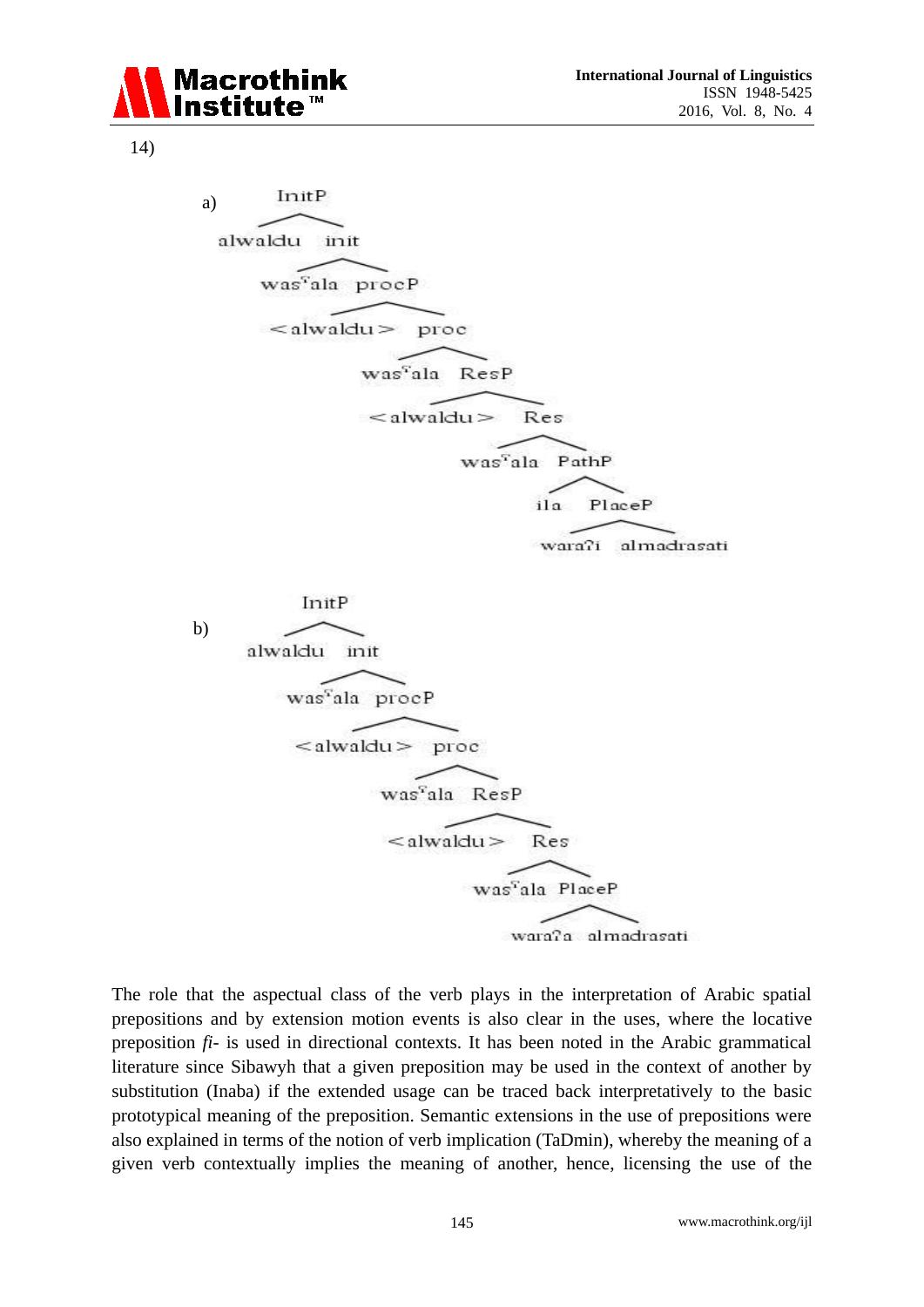14)

a)

```
InitP
├── alwaldu
└── init
    ├── wasˤala
    └── procP
        ├── <alwaldu>
        └── proc
            ├── wasˤala
            └── ResP
                ├── <alwaldu>
                └── Res
                    ├── wasˤala
                    └── PathP
                        ├── ila
                        └── PlaceP
                            ├── waraʔi
                            └── almadrasati
```

b)

```
InitP
├── alwaldu
└── init
    ├── wasˤala
    └── procP
        ├── <alwaldu>
        └── proc
            ├── wasˤala
            └── ResP
                ├── <alwaldu>
                └── Res
                    ├── wasˤala
                    └── PlaceP
                        ├── waraʔa
                        └── almadrasati
```

The role that the aspectual class of the verb plays in the interpretation of Arabic spatial prepositions and by extension motion events is also clear in the uses, where the locative preposition *fi-* is used in directional contexts. It has been noted in the Arabic grammatical literature since Sibawyh that a given preposition may be used in the context of another by substitution (Inaba) if the extended usage can be traced back interpretatively to the basic prototypical meaning of the preposition. Semantic extensions in the use of prepositions were also explained in terms of the notion of verb implication (TaDmin), whereby the meaning of a given verb contextually implies the meaning of another, hence, licensing the use of the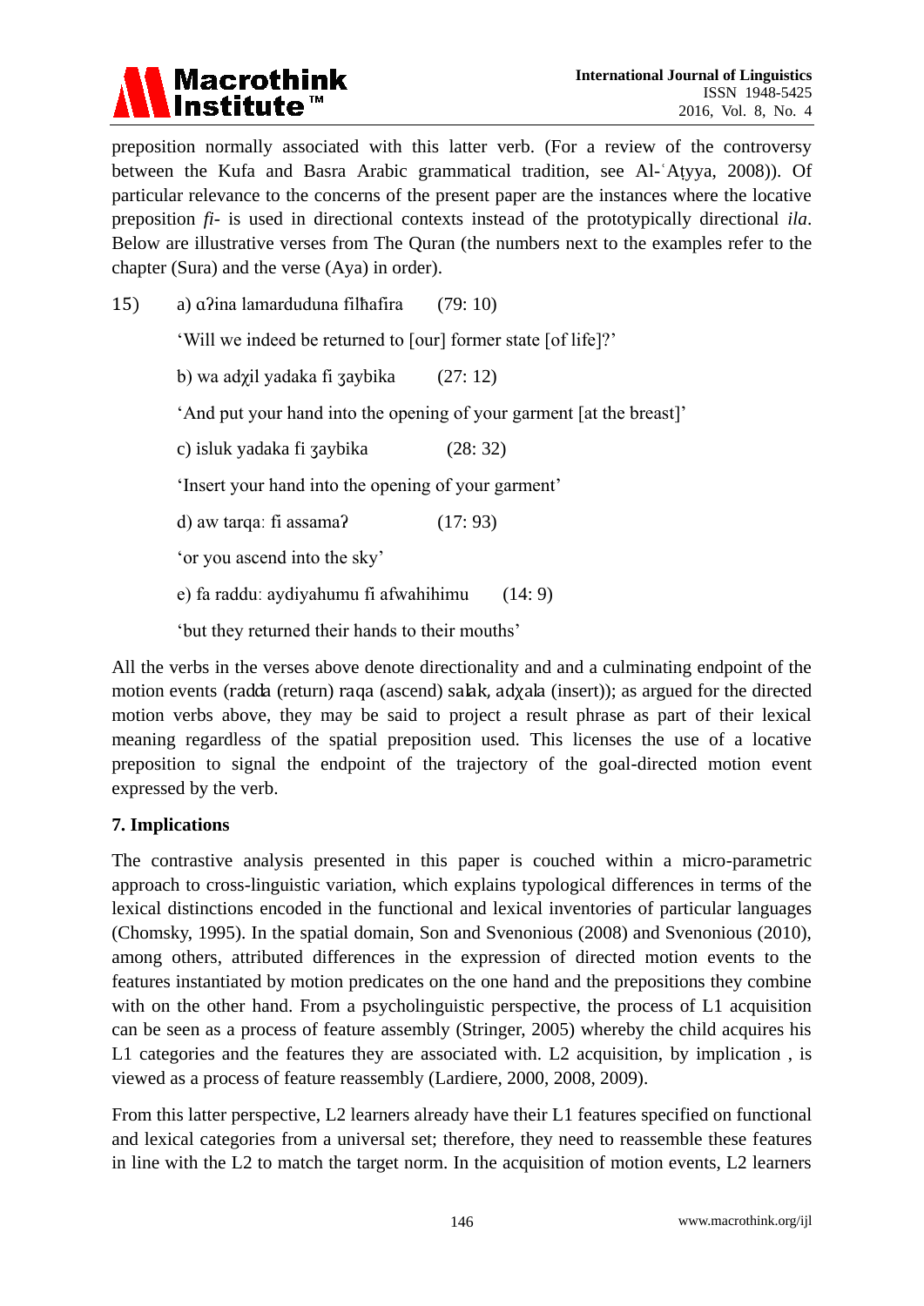preposition normally associated with this latter verb. (For a review of the controversy between the Kufa and Basra Arabic grammatical tradition, see Al-ʿAṭyya, 2008)). Of particular relevance to the concerns of the present paper are the instances where the locative preposition *fi*- is used in directional contexts instead of the prototypically directional *ila*. Below are illustrative verses from The Quran (the numbers next to the examples refer to the chapter (Sura) and the verse (Aya) in order).

15) a) ɑʔina lamarduduna filħafira (79: 10)

'Will we indeed be returned to [our] former state [of life]?'

b) wa adχil yadaka fi ʒaybika (27: 12)

'And put your hand into the opening of your garment [at the breast]'

c) isluk yadaka fi ʒaybika (28: 32)

'Insert your hand into the opening of your garment'

d) aw tarqa: fi assamaʔ (17: 93)

'or you ascend into the sky'

e) fa raddu: aydiyahumu fi afwahihimu (14: 9)

'but they returned their hands to their mouths'

All the verbs in the verses above denote directionality and and a culminating endpoint of the motion events (radda (return) raqa (ascend) salak, adχala (insert)); as argued for the directed motion verbs above, they may be said to project a result phrase as part of their lexical meaning regardless of the spatial preposition used. This licenses the use of a locative preposition to signal the endpoint of the trajectory of the goal-directed motion event expressed by the verb.

## 7. Implications

The contrastive analysis presented in this paper is couched within a micro-parametric approach to cross-linguistic variation, which explains typological differences in terms of the lexical distinctions encoded in the functional and lexical inventories of particular languages (Chomsky, 1995). In the spatial domain, Son and Svenonious (2008) and Svenonious (2010), among others, attributed differences in the expression of directed motion events to the features instantiated by motion predicates on the one hand and the prepositions they combine with on the other hand. From a psycholinguistic perspective, the process of L1 acquisition can be seen as a process of feature assembly (Stringer, 2005) whereby the child acquires his L1 categories and the features they are associated with. L2 acquisition, by implication , is viewed as a process of feature reassembly (Lardiere, 2000, 2008, 2009).

From this latter perspective, L2 learners already have their L1 features specified on functional and lexical categories from a universal set; therefore, they need to reassemble these features in line with the L2 to match the target norm. In the acquisition of motion events, L2 learners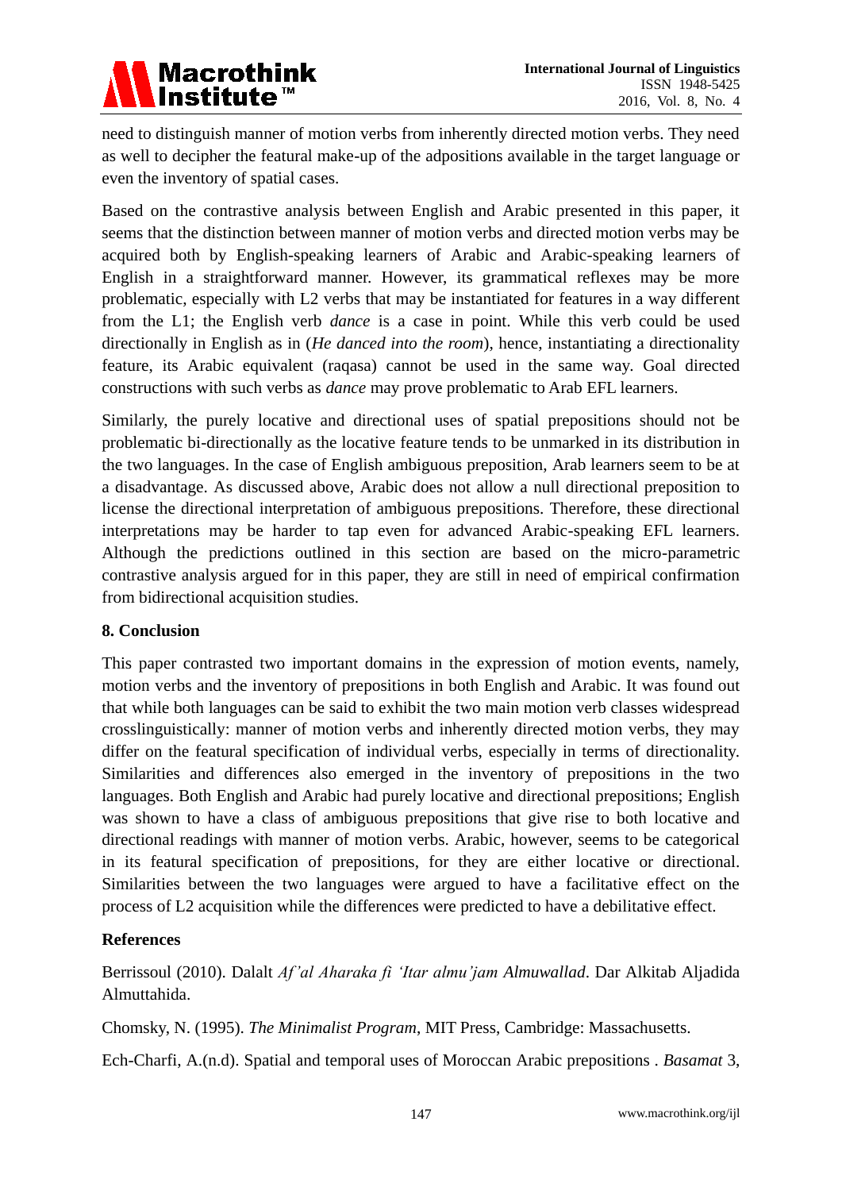need to distinguish manner of motion verbs from inherently directed motion verbs. They need as well to decipher the featural make-up of the adpositions available in the target language or even the inventory of spatial cases.

Based on the contrastive analysis between English and Arabic presented in this paper, it seems that the distinction between manner of motion verbs and directed motion verbs may be acquired both by English-speaking learners of Arabic and Arabic-speaking learners of English in a straightforward manner. However, its grammatical reflexes may be more problematic, especially with L2 verbs that may be instantiated for features in a way different from the L1; the English verb *dance* is a case in point. While this verb could be used directionally in English as in (*He danced into the room*), hence, instantiating a directionality feature, its Arabic equivalent (raqasa) cannot be used in the same way. Goal directed constructions with such verbs as *dance* may prove problematic to Arab EFL learners.

Similarly, the purely locative and directional uses of spatial prepositions should not be problematic bi-directionally as the locative feature tends to be unmarked in its distribution in the two languages. In the case of English ambiguous preposition, Arab learners seem to be at a disadvantage. As discussed above, Arabic does not allow a null directional preposition to license the directional interpretation of ambiguous prepositions. Therefore, these directional interpretations may be harder to tap even for advanced Arabic-speaking EFL learners. Although the predictions outlined in this section are based on the micro-parametric contrastive analysis argued for in this paper, they are still in need of empirical confirmation from bidirectional acquisition studies.

## 8. Conclusion

This paper contrasted two important domains in the expression of motion events, namely, motion verbs and the inventory of prepositions in both English and Arabic. It was found out that while both languages can be said to exhibit the two main motion verb classes widespread crosslinguistically: manner of motion verbs and inherently directed motion verbs, they may differ on the featural specification of individual verbs, especially in terms of directionality. Similarities and differences also emerged in the inventory of prepositions in the two languages. Both English and Arabic had purely locative and directional prepositions; English was shown to have a class of ambiguous prepositions that give rise to both locative and directional readings with manner of motion verbs. Arabic, however, seems to be categorical in its featural specification of prepositions, for they are either locative or directional. Similarities between the two languages were argued to have a facilitative effect on the process of L2 acquisition while the differences were predicted to have a debilitative effect.

## References

Berrissoul (2010). Dalalt *Af'al Aharaka fi 'Itar almu'jam Almuwallad*. Dar Alkitab Aljadida Almuttahida.

Chomsky, N. (1995). *The Minimalist Program*, MIT Press, Cambridge: Massachusetts.

Ech-Charfi, A.(n.d). Spatial and temporal uses of Moroccan Arabic prepositions . *Basamat* 3,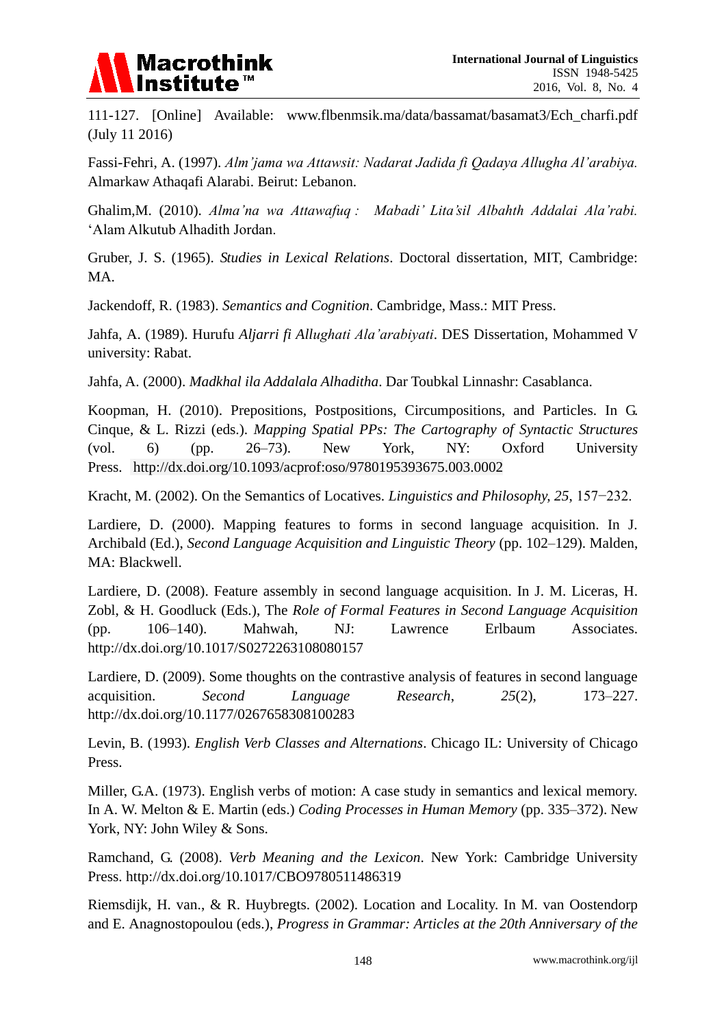111-127. [Online] Available: www.flbenmsik.ma/data/bassamat/basamat3/Ech_charfi.pdf (July 11 2016)

Fassi-Fehri, A. (1997). *Alm'jama wa Attawsit: Nadarat Jadida fi Qadaya Allugha Al'arabiya.* Almarkaw Athaqafi Alarabi. Beirut: Lebanon.

Ghalim,M. (2010). *Alma'na wa Attawafuq : Mabadi' Lita'sil Albahth Addalai Ala'rabi.* 'Alam Alkutub Alhadith Jordan.

Gruber, J. S. (1965). *Studies in Lexical Relations*. Doctoral dissertation, MIT, Cambridge: MA.

Jackendoff, R. (1983). *Semantics and Cognition*. Cambridge, Mass.: MIT Press.

Jahfa, A. (1989). Hurufu *Aljarri fi Allughati Ala'arabiyati*. DES Dissertation, Mohammed V university: Rabat.

Jahfa, A. (2000). *Madkhal ila Addalala Alhaditha*. Dar Toubkal Linnashr: Casablanca.

Koopman, H. (2010). Prepositions, Postpositions, Circumpositions, and Particles. In G. Cinque, & L. Rizzi (eds.). *Mapping Spatial PPs: The Cartography of Syntactic Structures* (vol. 6) (pp. 26–73). New York, NY: Oxford University Press. http://dx.doi.org/10.1093/acprof:oso/9780195393675.003.0002

Kracht, M. (2002). On the Semantics of Locatives. *Linguistics and Philosophy, 25*, 157−232.

Lardiere, D. (2000). Mapping features to forms in second language acquisition. In J. Archibald (Ed.), *Second Language Acquisition and Linguistic Theory* (pp. 102–129). Malden, MA: Blackwell.

Lardiere, D. (2008). Feature assembly in second language acquisition. In J. M. Liceras, H. Zobl, & H. Goodluck (Eds.), The *Role of Formal Features in Second Language Acquisition* (pp. 106–140). Mahwah, NJ: Lawrence Erlbaum Associates. http://dx.doi.org/10.1017/S0272263108080157

Lardiere, D. (2009). Some thoughts on the contrastive analysis of features in second language acquisition. *Second Language Research*, *25*(2), 173–227. http://dx.doi.org/10.1177/0267658308100283

Levin, B. (1993). *English Verb Classes and Alternations*. Chicago IL: University of Chicago Press.

Miller, G.A. (1973). English verbs of motion: A case study in semantics and lexical memory. In A. W. Melton & E. Martin (eds.) *Coding Processes in Human Memory* (pp. 335–372). New York, NY: John Wiley & Sons.

Ramchand, G. (2008). *Verb Meaning and the Lexicon*. New York: Cambridge University Press. http://dx.doi.org/10.1017/CBO9780511486319

Riemsdijk, H. van., & R. Huybregts. (2002). Location and Locality. In M. van Oostendorp and E. Anagnostopoulou (eds.), *Progress in Grammar: Articles at the 20th Anniversary of the*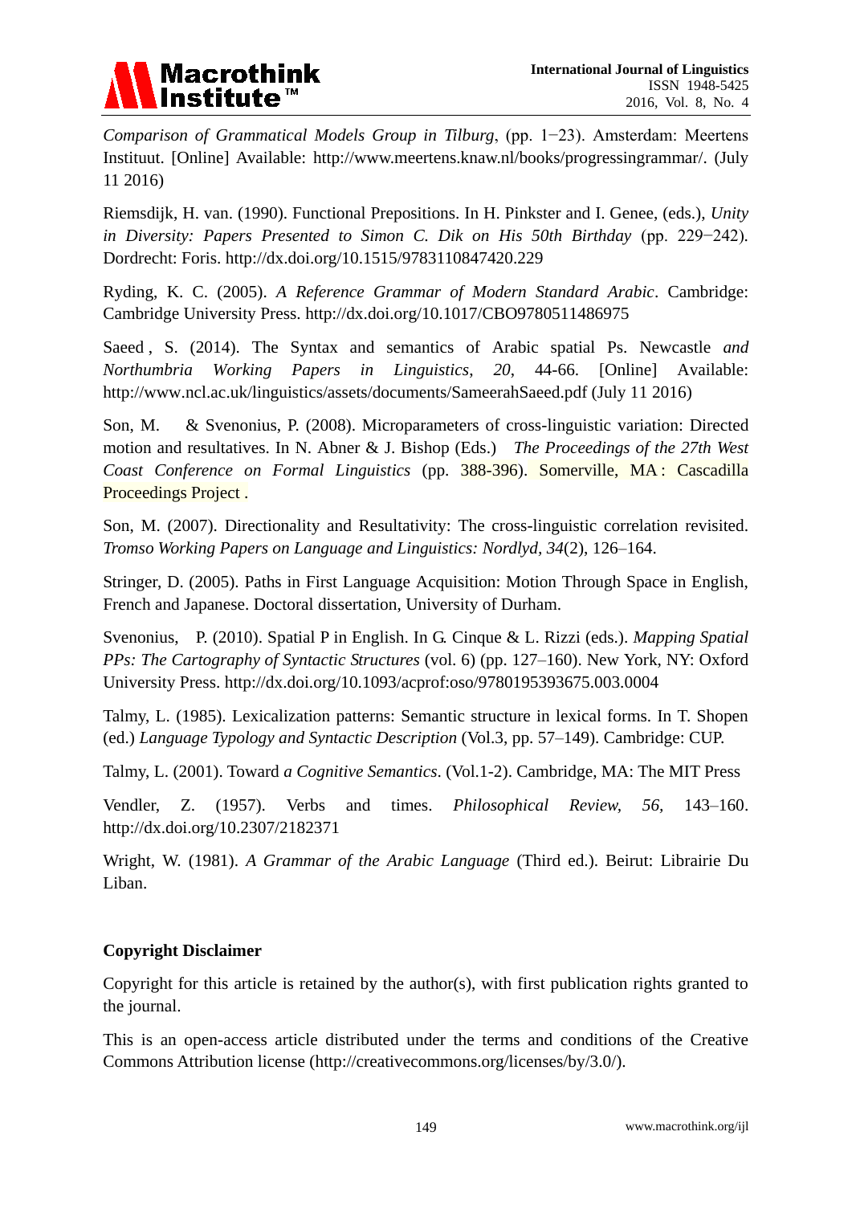*Comparison of Grammatical Models Group in Tilburg*, (pp. 1−23). Amsterdam: Meertens Instituut. [Online] Available: http://www.meertens.knaw.nl/books/progressingrammar/. (July 11 2016)

Riemsdijk, H. van. (1990). Functional Prepositions. In H. Pinkster and I. Genee, (eds.), *Unity in Diversity: Papers Presented to Simon C. Dik on His 50th Birthday* (pp. 229−242). Dordrecht: Foris. http://dx.doi.org/10.1515/9783110847420.229

Ryding, K. C. (2005). *A Reference Grammar of Modern Standard Arabic*. Cambridge: Cambridge University Press. http://dx.doi.org/10.1017/CBO9780511486975

Saeed , S. (2014). The Syntax and semantics of Arabic spatial Ps. Newcastle *and Northumbria Working Papers in Linguistics*, *20*, 44-66. [Online] Available: http://www.ncl.ac.uk/linguistics/assets/documents/SameerahSaeed.pdf (July 11 2016)

Son, M. & Svenonius, P. (2008). Microparameters of cross-linguistic variation: Directed motion and resultatives. In N. Abner & J. Bishop (Eds.) *The Proceedings of the 27th West Coast Conference on Formal Linguistics* (pp. 388-396). Somerville, MA : Cascadilla Proceedings Project .

Son, M. (2007). Directionality and Resultativity: The cross-linguistic correlation revisited. *Tromso Working Papers on Language and Linguistics: Nordlyd, 34*(2), 126–164.

Stringer, D. (2005). Paths in First Language Acquisition: Motion Through Space in English, French and Japanese. Doctoral dissertation, University of Durham.

Svenonius, P. (2010). Spatial P in English. In G. Cinque & L. Rizzi (eds.). *Mapping Spatial PPs: The Cartography of Syntactic Structures* (vol. 6) (pp. 127–160). New York, NY: Oxford University Press. http://dx.doi.org/10.1093/acprof:oso/9780195393675.003.0004

Talmy, L. (1985). Lexicalization patterns: Semantic structure in lexical forms. In T. Shopen (ed.) *Language Typology and Syntactic Description* (Vol.3, pp. 57–149). Cambridge: CUP.

Talmy, L. (2001). Toward *a Cognitive Semantics*. (Vol.1-2). Cambridge, MA: The MIT Press

Vendler, Z. (1957). Verbs and times. *Philosophical Review, 56*, 143–160. http://dx.doi.org/10.2307/2182371

Wright, W. (1981). *A Grammar of the Arabic Language* (Third ed.). Beirut: Librairie Du Liban.

## Copyright Disclaimer

Copyright for this article is retained by the author(s), with first publication rights granted to the journal.

This is an open-access article distributed under the terms and conditions of the Creative Commons Attribution license (http://creativecommons.org/licenses/by/3.0/).